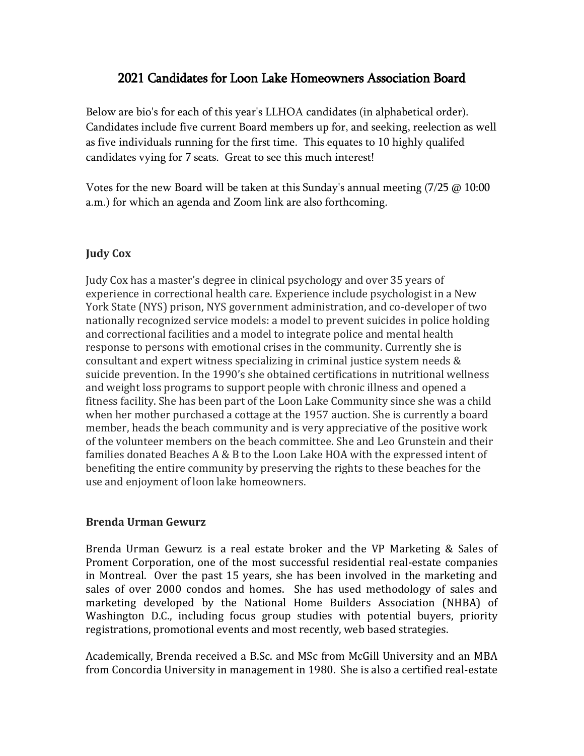# 2021 Candidates for Loon Lake Homeowners Association Board

Below are bio's for each of this year's LLHOA candidates (in alphabetical order). Candidates include five current Board members up for, and seeking, reelection as well as five individuals running for the first time. This equates to 10 highly qualifed candidates vying for 7 seats. Great to see this much interest!

Votes for the new Board will be taken at this Sunday's annual meeting (7/25 @ 10:00 a.m.) for which an agenda and Zoom link are also forthcoming.

### Judy Cox

Judy Cox has a master's degree in clinical psychology and over 35 years of experience in correctional health care. Experience include psychologist in a New York State (NYS) prison, NYS government administration, and co-developer of two nationally recognized service models: a model to prevent suicides in police holding and correctional facilities and a model to integrate police and mental health response to persons with emotional crises in the community. Currently she is consultant and expert witness specializing in criminal justice system needs & suicide prevention. In the 1990's she obtained certifications in nutritional wellness and weight loss programs to support people with chronic illness and opened a fitness facility. She has been part of the Loon Lake Community since she was a child when her mother purchased a cottage at the 1957 auction. She is currently a board member, heads the beach community and is very appreciative of the positive work of the volunteer members on the beach committee. She and Leo Grunstein and their families donated Beaches A & B to the Loon Lake HOA with the expressed intent of benefiting the entire community by preserving the rights to these beaches for the use and enjoyment of loon lake homeowners.

### Brenda Urman Gewurz

Brenda Urman Gewurz is a real estate broker and the VP Marketing & Sales of Proment Corporation, one of the most successful residential real-estate companies in Montreal. Over the past 15 years, she has been involved in the marketing and sales of over 2000 condos and homes. She has used methodology of sales and marketing developed by the National Home Builders Association (NHBA) of Washington D.C., including focus group studies with potential buyers, priority registrations, promotional events and most recently, web based strategies.

Academically, Brenda received a B.Sc. and MSc from McGill University and an MBA from Concordia University in management in 1980. She is also a certified real-estate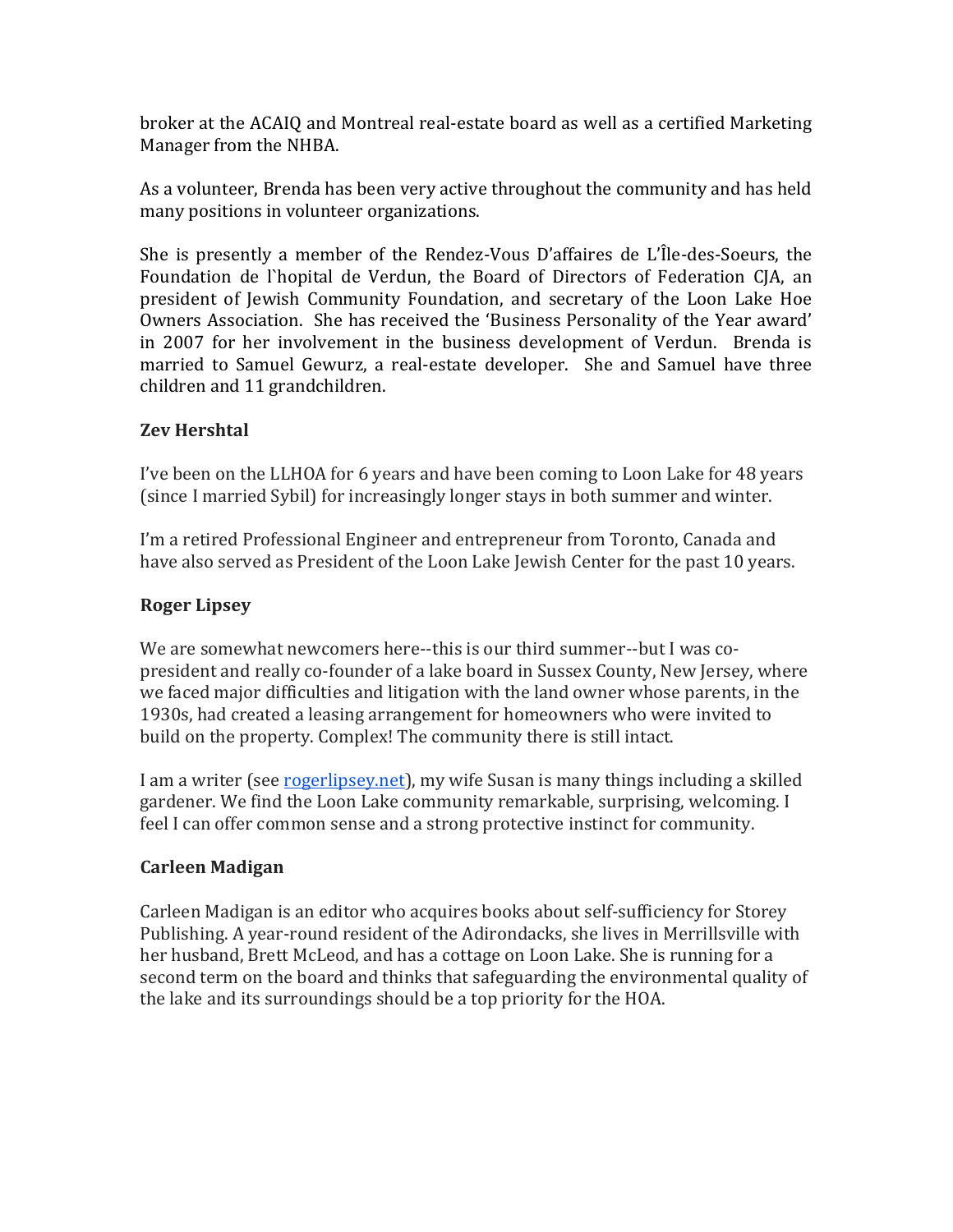broker at the ACAIQ and Montreal real-estate board as well as a certified Marketing Manager from the NHBA.

As a volunteer, Brenda has been very active throughout the community and has held many positions in volunteer organizations.

She is presently a member of the Rendez-Vous D'affaires de L'Île-des-Soeurs, the Foundation de l`hopital de Verdun, the Board of Directors of Federation CJA, an president of Jewish Community Foundation, and secretary of the Loon Lake Hoe Owners Association. She has received the 'Business Personality of the Year award' in 2007 for her involvement in the business development of Verdun. Brenda is married to Samuel Gewurz, a real-estate developer. She and Samuel have three children and 11 grandchildren.

**Zev Hershtal**

I've been on the LLHOA for 6 years and have been coming to Loon Lake for 48 years (since I married Sybil) for increasingly longer stays in both summer and winter.

I'm a retired Professional Engineer and entrepreneur from Toronto, Canada and have also served as President of the Loon Lake Jewish Center for the past 10 years.

**Roger Lipsey**

We are somewhat newcomers here--this is our third summer--but I was co-president and really co-founder of a lake board in Sussex County, New Jersey, where we faced major difficulties and litigation with the land owner whose parents, in the 1930s, had created a leasing arrangement for homeowners who were invited to build on the property. Complex! The community there is still intact.

I am a writer (see [rogerlipsey.net](rogerlipsey.net)), my wife Susan is many things including a skilled gardener. We find the Loon Lake community remarkable, surprising, welcoming. I feel I can offer common sense and a strong protective instinct for community.

**Carleen Madigan**

Carleen Madigan is an editor who acquires books about self-sufficiency for Storey Publishing. A year-round resident of the Adirondacks, she lives in Merrillsville with her husband, Brett McLeod, and has a cottage on Loon Lake. She is running for a second term on the board and thinks that safeguarding the environmental quality of the lake and its surroundings should be a top priority for the HOA.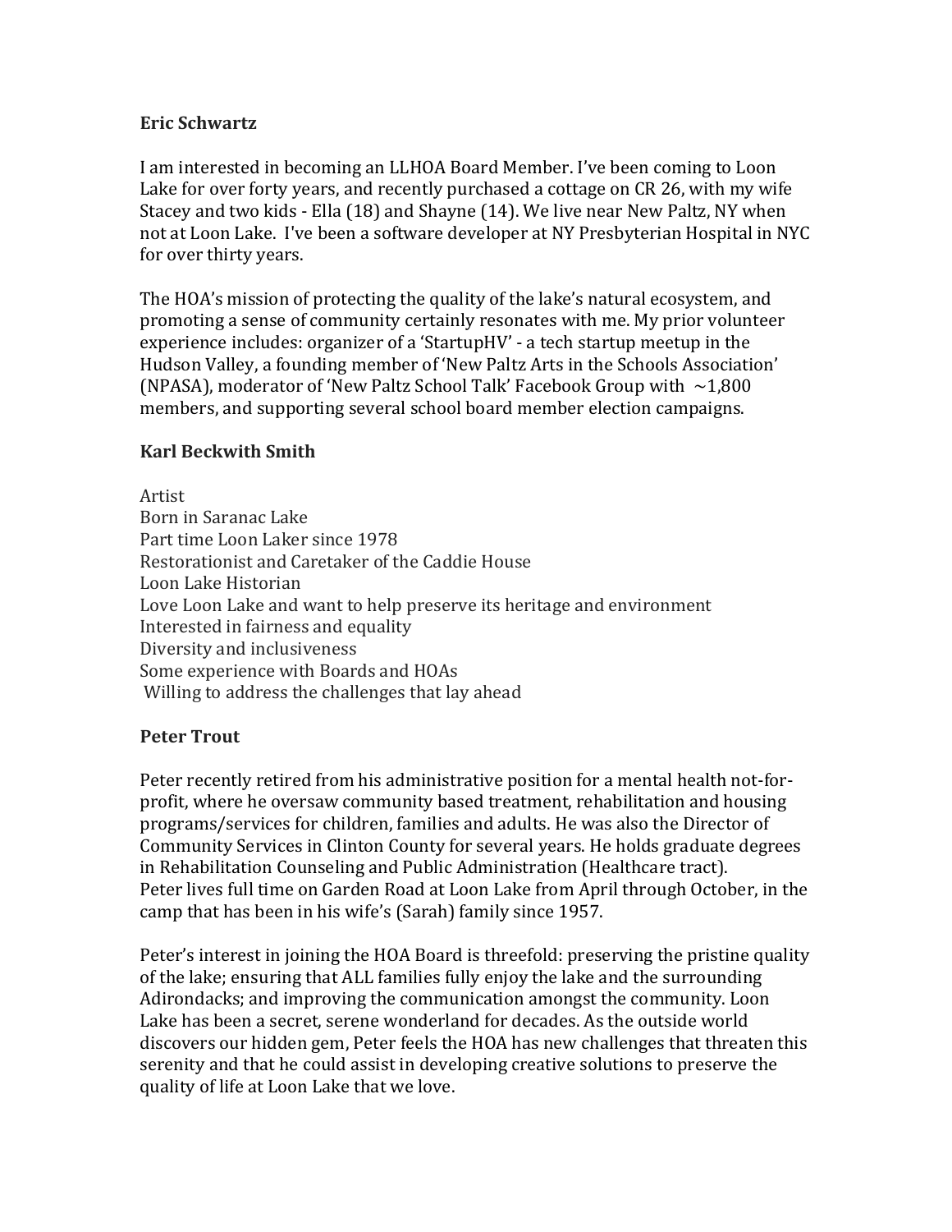**Eric Schwartz**

I am interested in becoming an LLHOA Board Member. I've been coming to Loon Lake for over forty years, and recently purchased a cottage on CR 26, with my wife Stacey and two kids - Ella (18) and Shayne (14). We live near New Paltz, NY when not at Loon Lake. I've been a software developer at NY Presbyterian Hospital in NYC for over thirty years.

The HOA's mission of protecting the quality of the lake's natural ecosystem, and promoting a sense of community certainly resonates with me. My prior volunteer experience includes: organizer of a 'StartupHV' - a tech startup meetup in the Hudson Valley, a founding member of 'New Paltz Arts in the Schools Association' (NPASA), moderator of 'New Paltz School Talk' Facebook Group with ~1,800 members, and supporting several school board member election campaigns.

**Karl Beckwith Smith**

Artist
Born in Saranac Lake
Part time Loon Laker since 1978
Restorationist and Caretaker of the Caddie House
Loon Lake Historian
Love Loon Lake and want to help preserve its heritage and environment
Interested in fairness and equality
Diversity and inclusiveness
Some experience with Boards and HOAs
Willing to address the challenges that lay ahead

**Peter Trout**

Peter recently retired from his administrative position for a mental health not-for-profit, where he oversaw community based treatment, rehabilitation and housing programs/services for children, families and adults. He was also the Director of Community Services in Clinton County for several years. He holds graduate degrees in Rehabilitation Counseling and Public Administration (Healthcare tract).
Peter lives full time on Garden Road at Loon Lake from April through October, in the camp that has been in his wife's (Sarah) family since 1957.

Peter's interest in joining the HOA Board is threefold: preserving the pristine quality of the lake; ensuring that ALL families fully enjoy the lake and the surrounding Adirondacks; and improving the communication amongst the community. Loon Lake has been a secret, serene wonderland for decades. As the outside world discovers our hidden gem, Peter feels the HOA has new challenges that threaten this serenity and that he could assist in developing creative solutions to preserve the quality of life at Loon Lake that we love.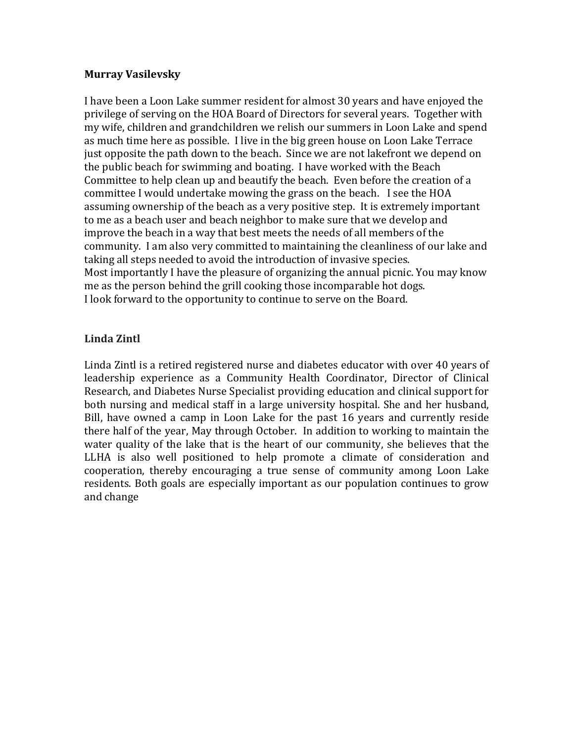**Murray Vasilevsky**

I have been a Loon Lake summer resident for almost 30 years and have enjoyed the privilege of serving on the HOA Board of Directors for several years. Together with my wife, children and grandchildren we relish our summers in Loon Lake and spend as much time here as possible. I live in the big green house on Loon Lake Terrace just opposite the path down to the beach. Since we are not lakefront we depend on the public beach for swimming and boating. I have worked with the Beach Committee to help clean up and beautify the beach. Even before the creation of a committee I would undertake mowing the grass on the beach. I see the HOA assuming ownership of the beach as a very positive step. It is extremely important to me as a beach user and beach neighbor to make sure that we develop and improve the beach in a way that best meets the needs of all members of the community. I am also very committed to maintaining the cleanliness of our lake and taking all steps needed to avoid the introduction of invasive species.
Most importantly I have the pleasure of organizing the annual picnic. You may know me as the person behind the grill cooking those incomparable hot dogs.
I look forward to the opportunity to continue to serve on the Board.

**Linda Zintl**

Linda Zintl is a retired registered nurse and diabetes educator with over 40 years of leadership experience as a Community Health Coordinator, Director of Clinical Research, and Diabetes Nurse Specialist providing education and clinical support for both nursing and medical staff in a large university hospital. She and her husband, Bill, have owned a camp in Loon Lake for the past 16 years and currently reside there half of the year, May through October. In addition to working to maintain the water quality of the lake that is the heart of our community, she believes that the LLHA is also well positioned to help promote a climate of consideration and cooperation, thereby encouraging a true sense of community among Loon Lake residents. Both goals are especially important as our population continues to grow and change